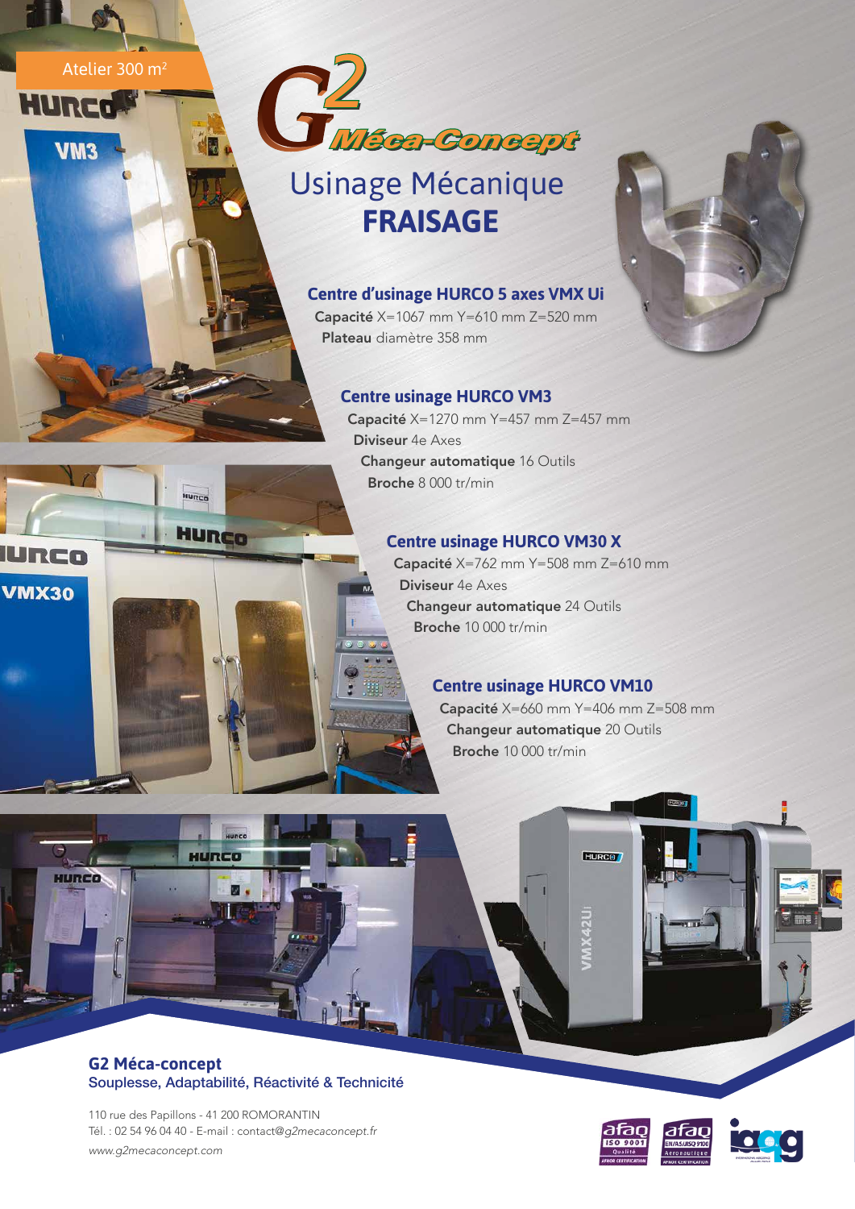Atelier 300 m²

# G2 Méca-Concept

## Usinage Mécanique
## FRAISAGE

### Centre d'usinage HURCO 5 axes VMX Ui

**Capacité** X=1067 mm Y=610 mm Z=520 mm
**Plateau** diamètre 358 mm

### Centre usinage HURCO VM3

**Capacité** X=1270 mm Y=457 mm Z=457 mm
**Diviseur** 4e Axes
**Changeur automatique** 16 Outils
**Broche** 8 000 tr/min

### Centre usinage HURCO VM30 X

**Capacité** X=762 mm Y=508 mm Z=610 mm
**Diviseur** 4e Axes
**Changeur automatique** 24 Outils
**Broche** 10 000 tr/min

### Centre usinage HURCO VM10

**Capacité** X=660 mm Y=406 mm Z=508 mm
**Changeur automatique** 20 Outils
**Broche** 10 000 tr/min

**G2 Méca-concept**
Souplesse, Adaptabilité, Réactivité & Technicité

110 rue des Papillons - 41 200 ROMORANTIN
Tél. : 02 54 96 04 40 - E-mail : contact@g2mecaconcept.fr
*www.g2mecaconcept.com*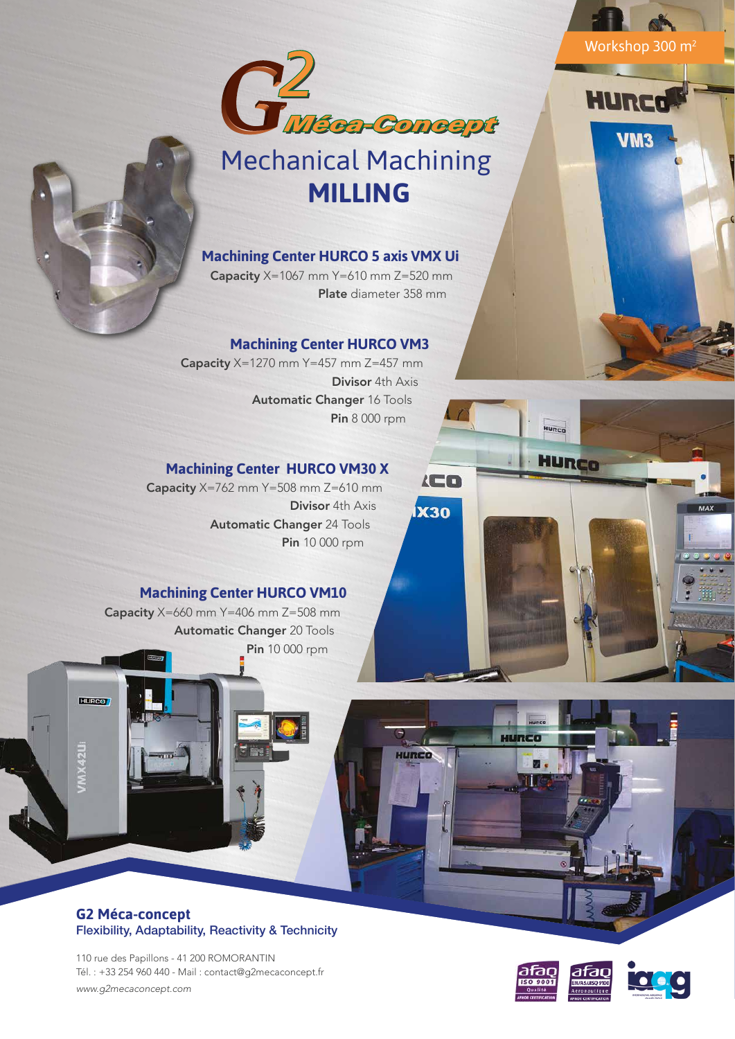Workshop 300 m²

# G2 Méca-Concept

## Mechanical Machining
## MILLING

### Machining Center HURCO 5 axis VMX Ui

**Capacity** X=1067 mm Y=610 mm Z=520 mm
**Plate** diameter 358 mm

### Machining Center HURCO VM3

**Capacity** X=1270 mm Y=457 mm Z=457 mm
**Divisor** 4th Axis
**Automatic Changer** 16 Tools
**Pin** 8 000 rpm

### Machining Center HURCO VM30 X

**Capacity** X=762 mm Y=508 mm Z=610 mm
**Divisor** 4th Axis
**Automatic Changer** 24 Tools
**Pin** 10 000 rpm

### Machining Center HURCO VM10

**Capacity** X=660 mm Y=406 mm Z=508 mm
**Automatic Changer** 20 Tools
**Pin** 10 000 rpm

**G2 Méca-concept**
Flexibility, Adaptability, Reactivity & Technicity

110 rue des Papillons - 41 200 ROMORANTIN
Tél. : +33 254 960 440 - Mail : contact@g2mecaconcept.fr
*www.g2mecaconcept.com*